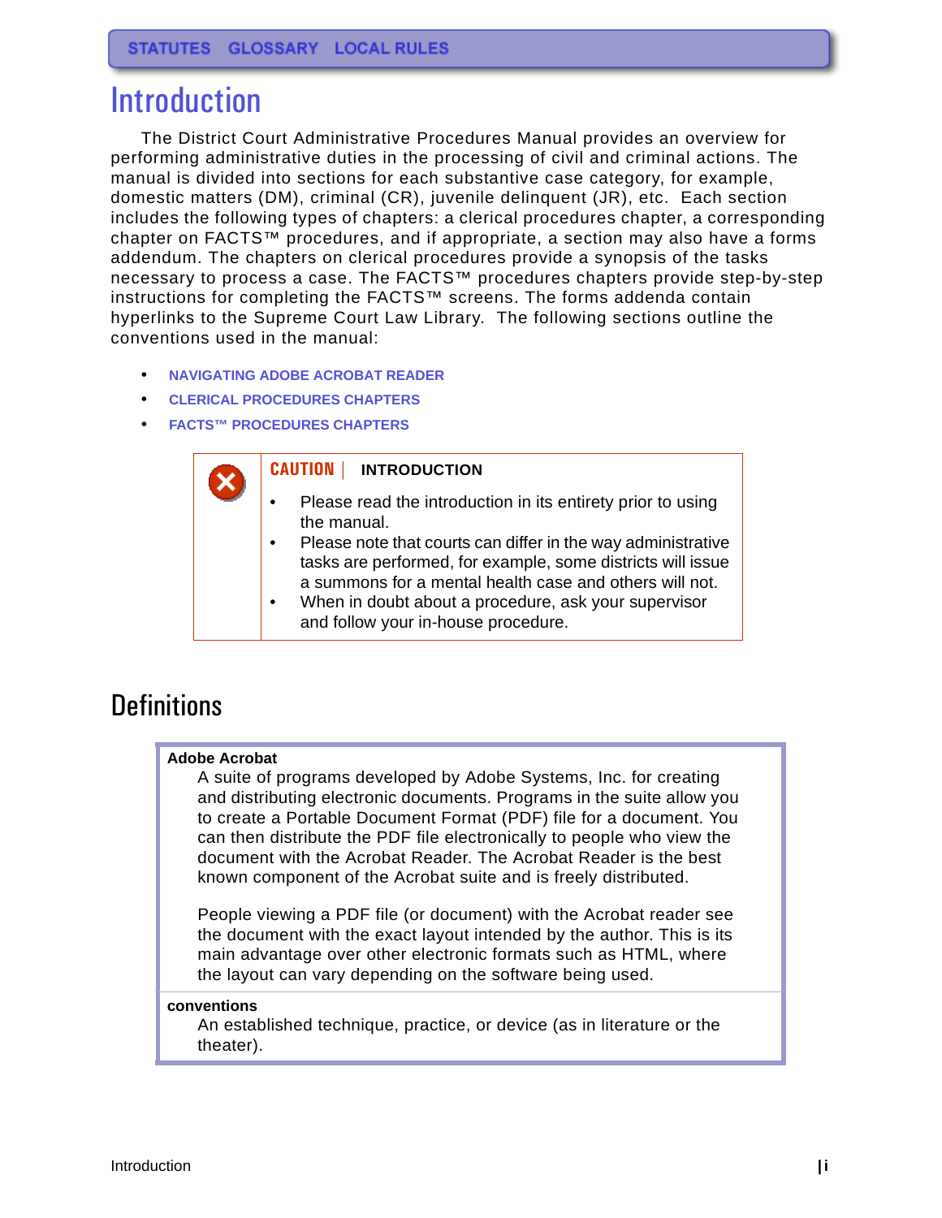STATUTES GLOSSARY LOCAL RULES

# Introduction

The District Court Administrative Procedures Manual provides an overview for performing administrative duties in the processing of civil and criminal actions. The manual is divided into sections for each substantive case category, for example, domestic matters (DM), criminal (CR), juvenile delinquent (JR), etc. Each section includes the following types of chapters: a clerical procedures chapter, a corresponding chapter on FACTS™ procedures, and if appropriate, a section may also have a forms addendum. The chapters on clerical procedures provide a synopsis of the tasks necessary to process a case. The FACTS™ procedures chapters provide step-by-step instructions for completing the FACTS™ screens. The forms addenda contain hyperlinks to the Supreme Court Law Library. The following sections outline the conventions used in the manual:

- NAVIGATING ADOBE ACROBAT READER
- CLERICAL PROCEDURES CHAPTERS
- FACTS™ PROCEDURES CHAPTERS

**CAUTION | INTRODUCTION**

- Please read the introduction in its entirety prior to using the manual.
- Please note that courts can differ in the way administrative tasks are performed, for example, some districts will issue a summons for a mental health case and others will not.
- When in doubt about a procedure, ask your supervisor and follow your in-house procedure.

## Definitions

**Adobe Acrobat**

A suite of programs developed by Adobe Systems, Inc. for creating and distributing electronic documents. Programs in the suite allow you to create a Portable Document Format (PDF) file for a document. You can then distribute the PDF file electronically to people who view the document with the Acrobat Reader. The Acrobat Reader is the best known component of the Acrobat suite and is freely distributed.

People viewing a PDF file (or document) with the Acrobat reader see the document with the exact layout intended by the author. This is its main advantage over other electronic formats such as HTML, where the layout can vary depending on the software being used.

**conventions**

An established technique, practice, or device (as in literature or the theater).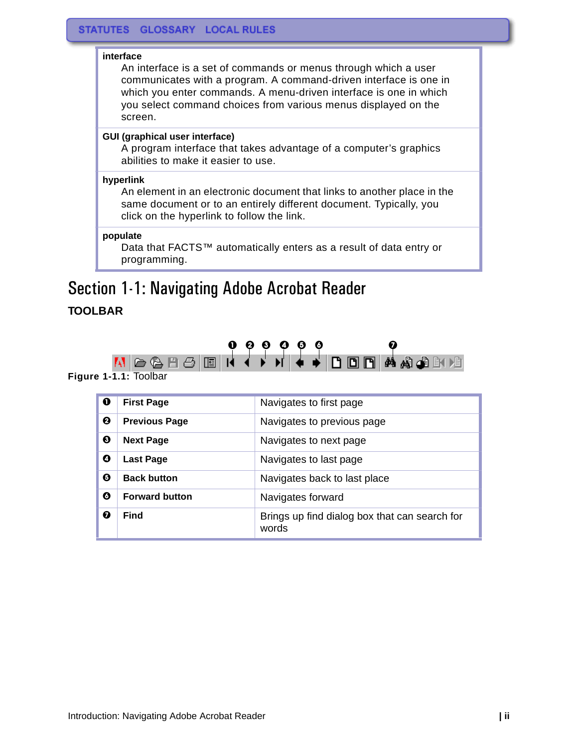| | |
|---|---|
| **interface** | An interface is a set of commands or menus through which a user communicates with a program. A command-driven interface is one in which you enter commands. A menu-driven interface is one in which you select command choices from various menus displayed on the screen. |
| **GUI (graphical user interface)** | A program interface that takes advantage of a computer's graphics abilities to make it easier to use. |
| **hyperlink** | An element in an electronic document that links to another place in the same document or to an entirely different document. Typically, you click on the hyperlink to follow the link. |
| **populate** | Data that FACTS™ automatically enters as a result of data entry or programming. |

# Section 1-1: Navigating Adobe Acrobat Reader

## TOOLBAR

**Figure 1-1.1:** Toolbar

| | | |
|---|---|---|
| ❶ | **First Page** | Navigates to first page |
| ❷ | **Previous Page** | Navigates to previous page |
| ❸ | **Next Page** | Navigates to next page |
| ❹ | **Last Page** | Navigates to last page |
| ❺ | **Back button** | Navigates back to last place |
| ❻ | **Forward button** | Navigates forward |
| ❼ | **Find** | Brings up find dialog box that can search for words |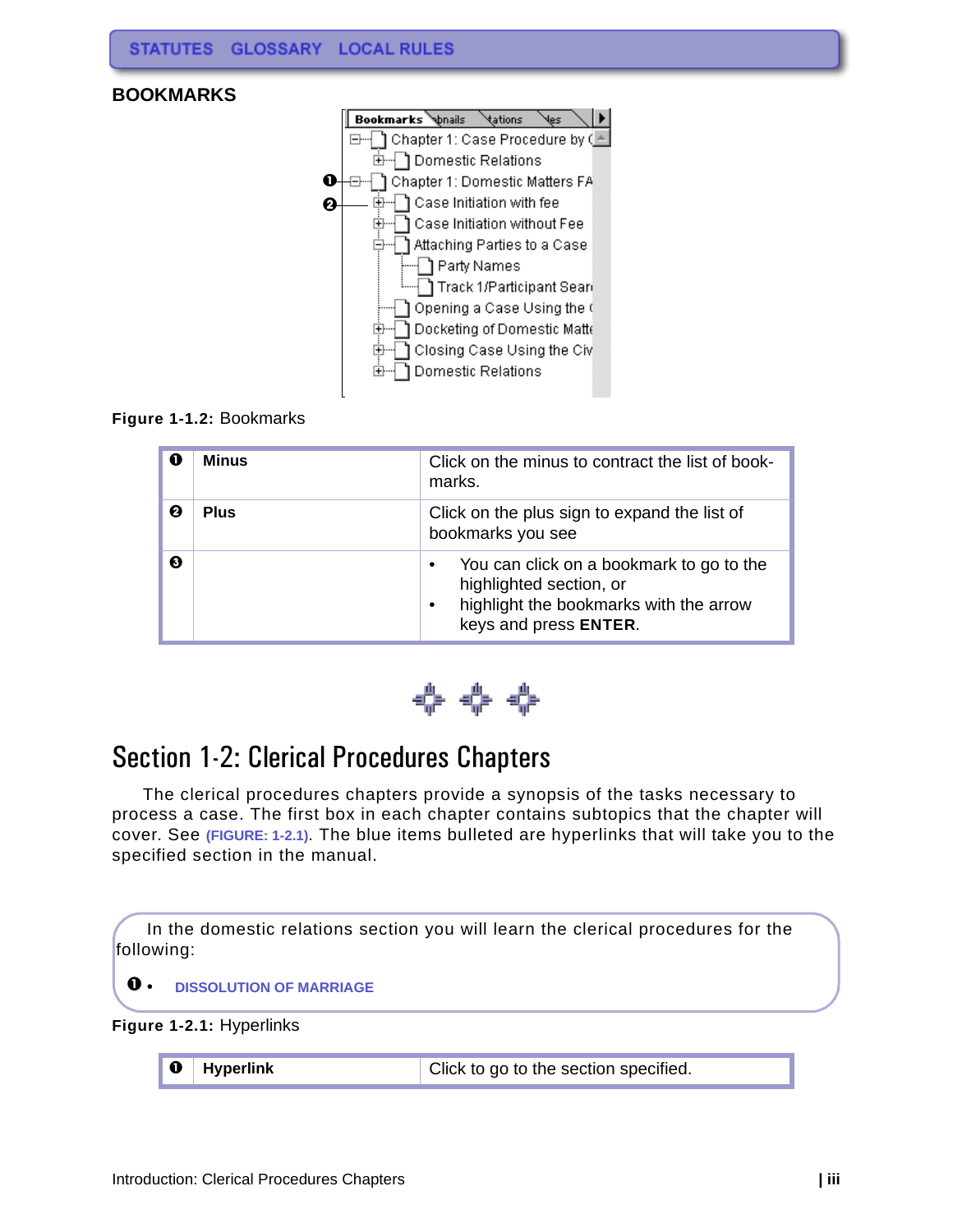STATUTES GLOSSARY LOCAL RULES

## BOOKMARKS

Figure 1-1.2: Bookmarks

| | | |
|---|---|---|
| ❶ | **Minus** | Click on the minus to contract the list of bookmarks. |
| ❷ | **Plus** | Click on the plus sign to expand the list of bookmarks you see |
| ❸ | | • You can click on a bookmark to go to the highlighted section, or<br>• highlight the bookmarks with the arrow keys and press **ENTER**. |

# Section 1-2: Clerical Procedures Chapters

The clerical procedures chapters provide a synopsis of the tasks necessary to process a case. The first box in each chapter contains subtopics that the chapter will cover. See (FIGURE: 1-2.1). The blue items bulleted are hyperlinks that will take you to the specified section in the manual.

In the domestic relations section you will learn the clerical procedures for the following:

❶ • DISSOLUTION OF MARRIAGE

Figure 1-2.1: Hyperlinks

| | | |
|---|---|---|
| ❶ | **Hyperlink** | Click to go to the section specified. |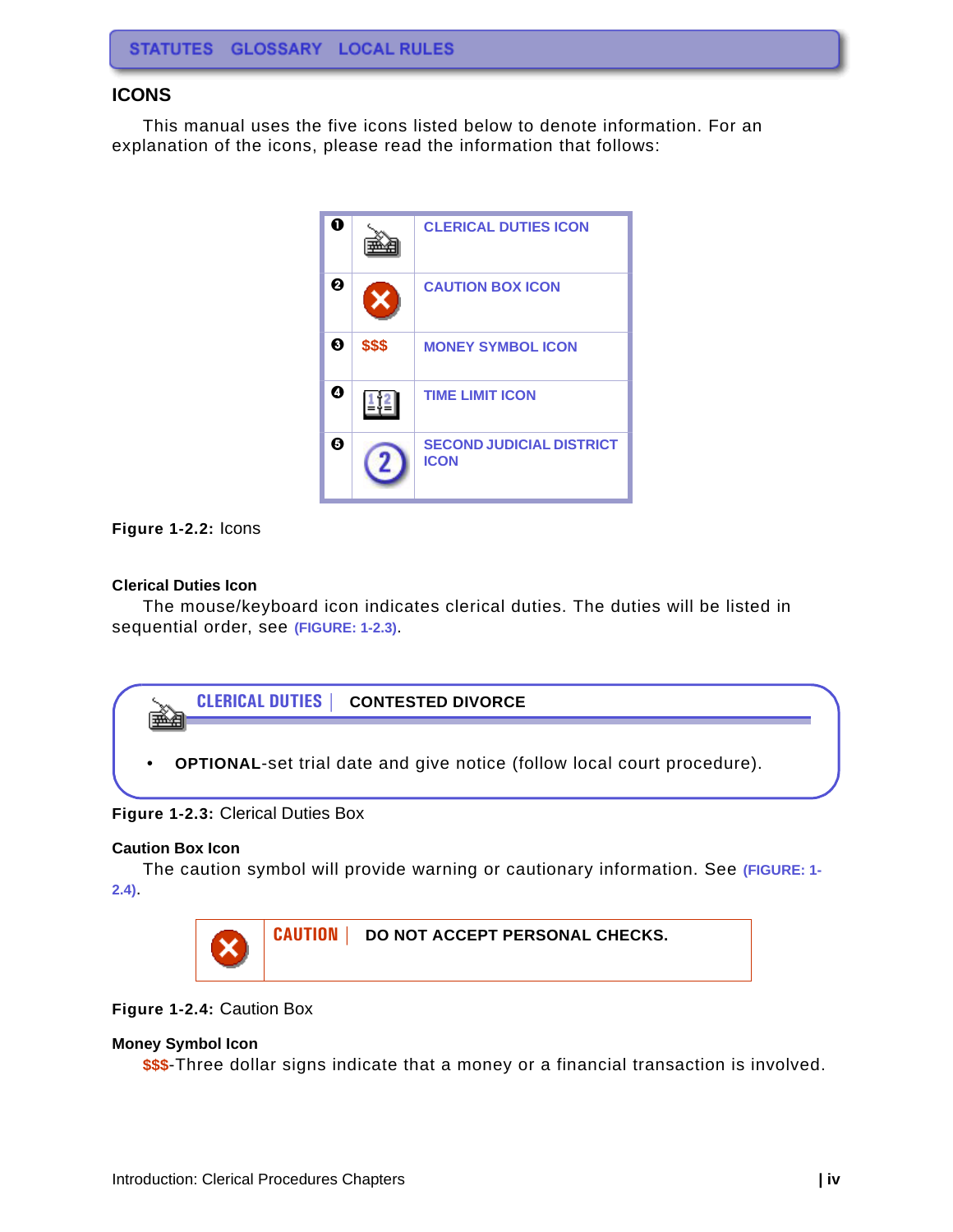## ICONS

This manual uses the five icons listed below to denote information. For an explanation of the icons, please read the information that follows:

| # | Icon | Name |
|---|---|---|
| ❶ | | CLERICAL DUTIES ICON |
| ❷ | | CAUTION BOX ICON |
| ❸ | $$$ | MONEY SYMBOL ICON |
| ❹ | | TIME LIMIT ICON |
| ❺ | | SECOND JUDICIAL DISTRICT ICON |

**Figure 1-2.2:** Icons

**Clerical Duties Icon**

The mouse/keyboard icon indicates clerical duties. The duties will be listed in sequential order, see **(FIGURE: 1-2.3)**.

> **CLERICAL DUTIES | CONTESTED DIVORCE**
>
> - **OPTIONAL**-set trial date and give notice (follow local court procedure).

**Figure 1-2.3:** Clerical Duties Box

**Caution Box Icon**

The caution symbol will provide warning or cautionary information. See **(FIGURE: 1-2.4)**.

> **CAUTION | DO NOT ACCEPT PERSONAL CHECKS.**

**Figure 1-2.4:** Caution Box

**Money Symbol Icon**

$$$-Three dollar signs indicate that a money or a financial transaction is involved.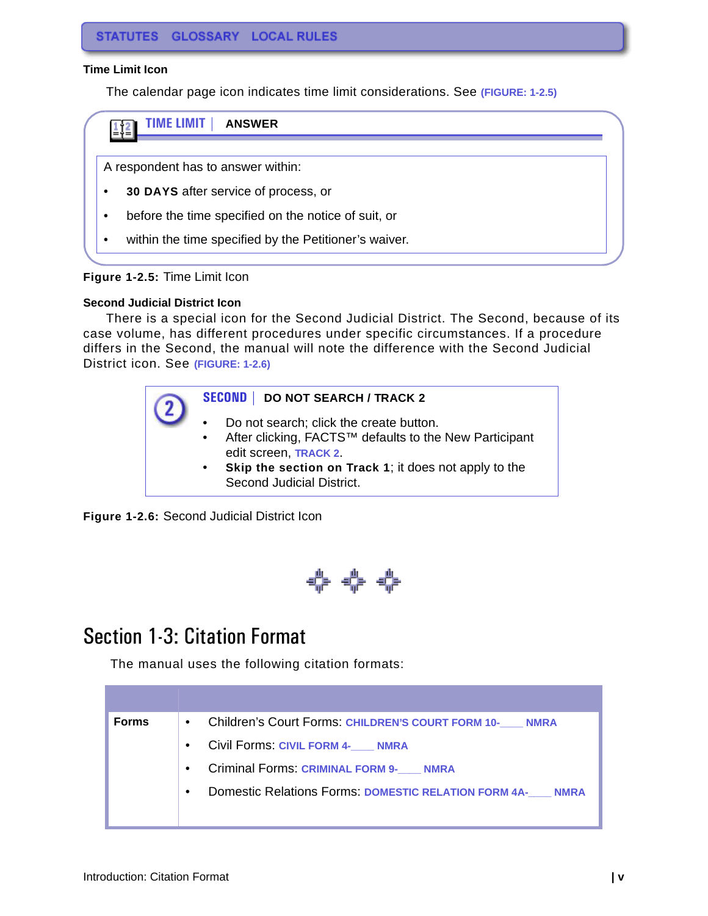**STATUTES GLOSSARY LOCAL RULES**

### Time Limit Icon

The calendar page icon indicates time limit considerations. See (FIGURE: 1-2.5)

**TIME LIMIT** | **ANSWER**

A respondent has to answer within:

- **30 DAYS** after service of process, or
- before the time specified on the notice of suit, or
- within the time specified by the Petitioner's waiver.

**Figure 1-2.5:** Time Limit Icon

### Second Judicial District Icon

There is a special icon for the Second Judicial District. The Second, because of its case volume, has different procedures under specific circumstances. If a procedure differs in the Second, the manual will note the difference with the Second Judicial District icon. See (FIGURE: 1-2.6)

**SECOND** | **DO NOT SEARCH / TRACK 2**

- Do not search; click the create button.
- After clicking, FACTS™ defaults to the New Participant edit screen, TRACK 2.
- **Skip the section on Track 1**; it does not apply to the Second Judicial District.

**Figure 1-2.6:** Second Judicial District Icon

# Section 1-3: Citation Format

The manual uses the following citation formats:

| | |
|---|---|
| **Forms** | • Children's Court Forms: CHILDREN'S COURT FORM 10-____ NMRA<br>• Civil Forms: CIVIL FORM 4-____ NMRA<br>• Criminal Forms: CRIMINAL FORM 9-____ NMRA<br>• Domestic Relations Forms: DOMESTIC RELATION FORM 4A-____ NMRA |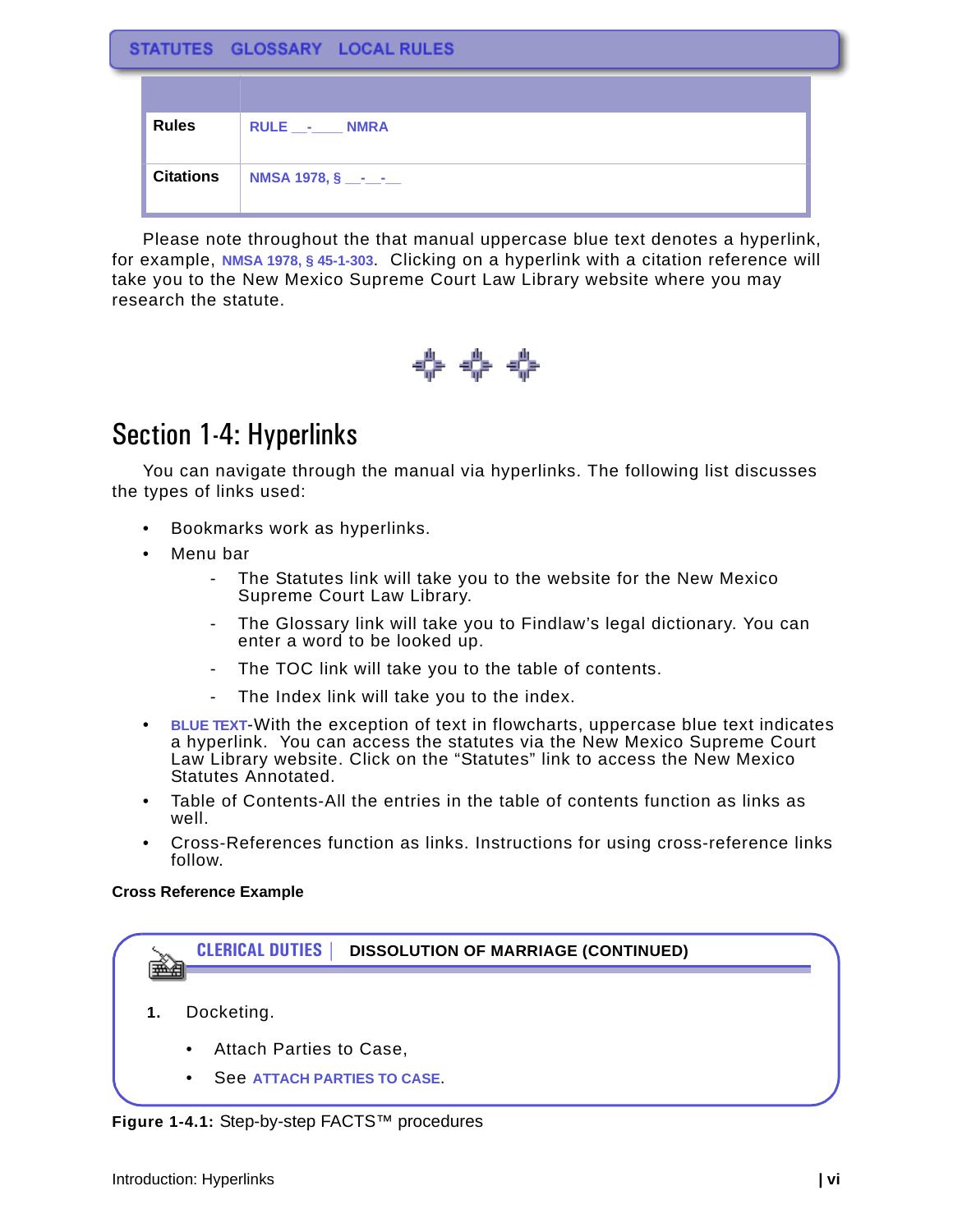STATUTES GLOSSARY LOCAL RULES

| | |
|---|---|
| **Rules** | RULE __-____ NMRA |
| **Citations** | NMSA 1978, § __-__-__ |

Please note throughout the that manual uppercase blue text denotes a hyperlink, for example, NMSA 1978, § 45-1-303. Clicking on a hyperlink with a citation reference will take you to the New Mexico Supreme Court Law Library website where you may research the statute.

## Section 1-4: Hyperlinks

You can navigate through the manual via hyperlinks. The following list discusses the types of links used:

- Bookmarks work as hyperlinks.
- Menu bar
  - The Statutes link will take you to the website for the New Mexico Supreme Court Law Library.
  - The Glossary link will take you to Findlaw's legal dictionary. You can enter a word to be looked up.
  - The TOC link will take you to the table of contents.
  - The Index link will take you to the index.
- BLUE TEXT-With the exception of text in flowcharts, uppercase blue text indicates a hyperlink. You can access the statutes via the New Mexico Supreme Court Law Library website. Click on the "Statutes" link to access the New Mexico Statutes Annotated.
- Table of Contents-All the entries in the table of contents function as links as well.
- Cross-References function as links. Instructions for using cross-reference links follow.

**Cross Reference Example**

CLERICAL DUTIES | **DISSOLUTION OF MARRIAGE (CONTINUED)**

**1.** Docketing.

- Attach Parties to Case,
- See ATTACH PARTIES TO CASE.

**Figure 1-4.1:** Step-by-step FACTS™ procedures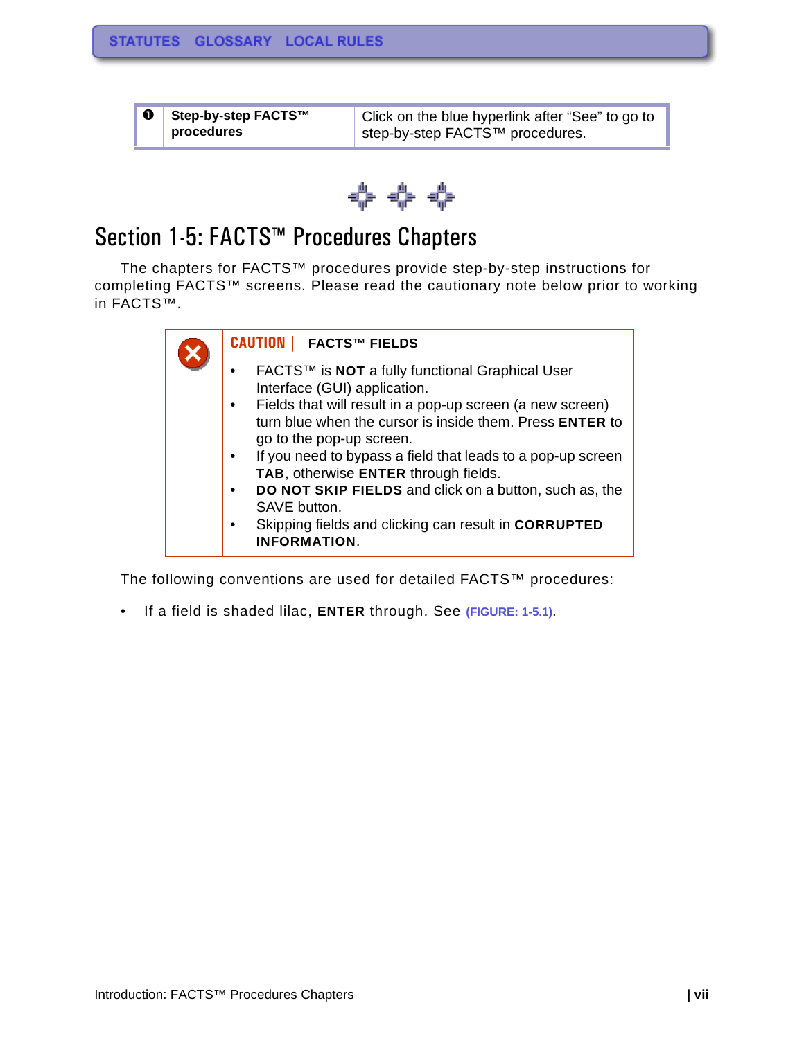| ❶ | Step-by-step FACTS™ procedures | Click on the blue hyperlink after “See” to go to step-by-step FACTS™ procedures. |
|---|---|---|

## Section 1-5: FACTS™ Procedures Chapters

The chapters for FACTS™ procedures provide step-by-step instructions for completing FACTS™ screens. Please read the cautionary note below prior to working in FACTS™.

> **CAUTION | FACTS™ FIELDS**
>
> - FACTS™ is **NOT** a fully functional Graphical User Interface (GUI) application.
> - Fields that will result in a pop-up screen (a new screen) turn blue when the cursor is inside them. Press **ENTER** to go to the pop-up screen.
> - If you need to bypass a field that leads to a pop-up screen **TAB**, otherwise **ENTER** through fields.
> - **DO NOT SKIP FIELDS** and click on a button, such as, the SAVE button.
> - Skipping fields and clicking can result in **CORRUPTED INFORMATION**.

The following conventions are used for detailed FACTS™ procedures:

- If a field is shaded lilac, **ENTER** through. See (FIGURE: 1-5.1).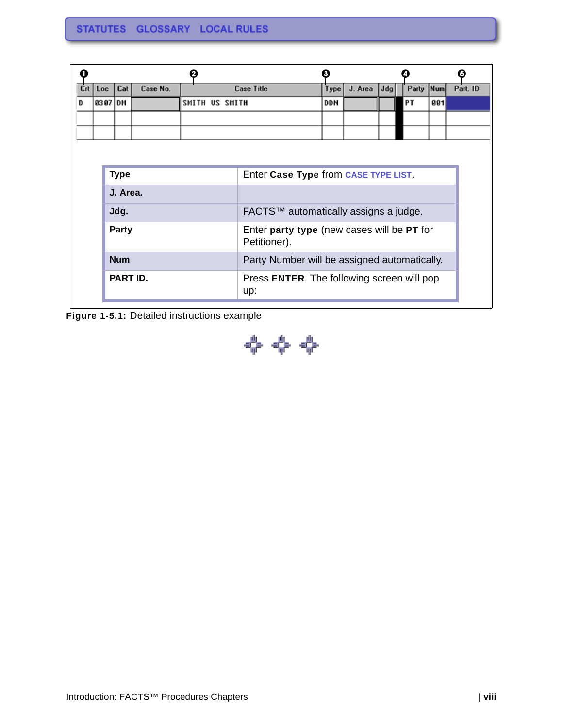STATUTES GLOSSARY LOCAL RULES

❶ ❷ ❸ ❹ ❺

| Crt | Loc | Cat | Case No. | Case Title | Type | J. Area | Jdg | | Party | Num | Part. ID |
|---|---|---|---|---|---|---|---|---|---|---|---|
| D | 0307 | DM | | SMITH VS SMITH | DDN | | | | PT | 001 | |
| | | | | | | | | | | | |
| | | | | | | | | | | | |

| | |
|---|---|
| **Type** | Enter **Case Type** from **CASE TYPE LIST**. |
| **J. Area.** | |
| **Jdg.** | FACTS™ automatically assigns a judge. |
| **Party** | Enter **party type** (new cases will be **PT** for Petitioner). |
| **Num** | Party Number will be assigned automatically. |
| **PART ID.** | Press **ENTER**. The following screen will pop up: |

**Figure 1-5.1:** Detailed instructions example